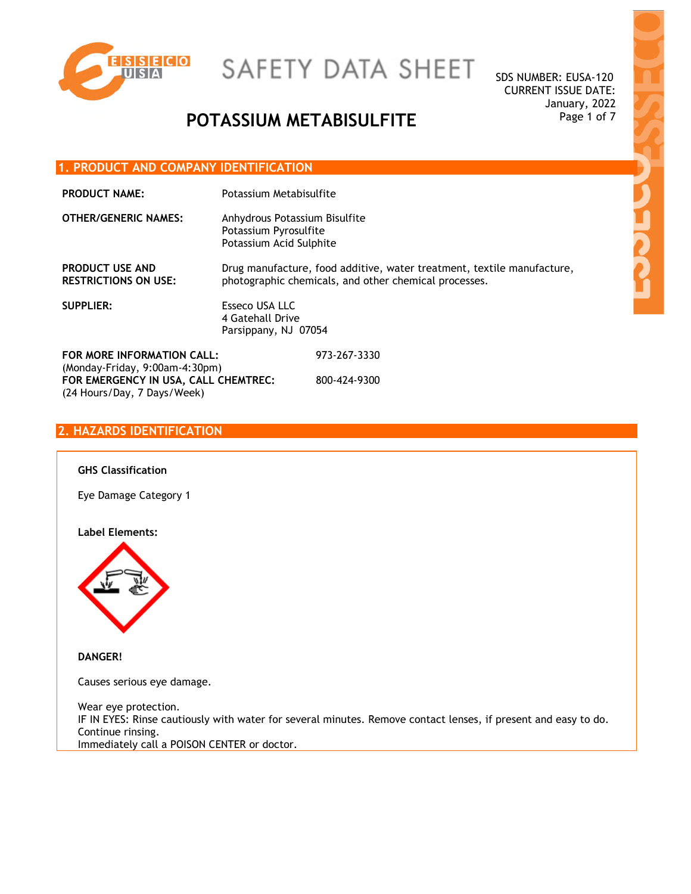# SAFETY DATA SHEET

SDS NUMBER: EUSA-120
CURRENT ISSUE DATE: January, 2022

# POTASSIUM METABISULFITE

## 1. PRODUCT AND COMPANY IDENTIFICATION

**PRODUCT NAME:** Potassium Metabisulfite

**OTHER/GENERIC NAMES:** Anhydrous Potassium Bisulfite
Potassium Pyrosulfite
Potassium Acid Sulphite

**PRODUCT USE AND RESTRICTIONS ON USE:** Drug manufacture, food additive, water treatment, textile manufacture, photographic chemicals, and other chemical processes.

**SUPPLIER:** Esseco USA LLC
4 Gatehall Drive
Parsippany, NJ 07054

**FOR MORE INFORMATION CALL:** 973-267-3330
(Monday-Friday, 9:00am-4:30pm)

**FOR EMERGENCY IN USA, CALL CHEMTREC:** 800-424-9300
(24 Hours/Day, 7 Days/Week)

## 2. HAZARDS IDENTIFICATION

**GHS Classification**

Eye Damage Category 1

**Label Elements:**

**DANGER!**

Causes serious eye damage.

Wear eye protection.
IF IN EYES: Rinse cautiously with water for several minutes. Remove contact lenses, if present and easy to do. Continue rinsing.
Immediately call a POISON CENTER or doctor.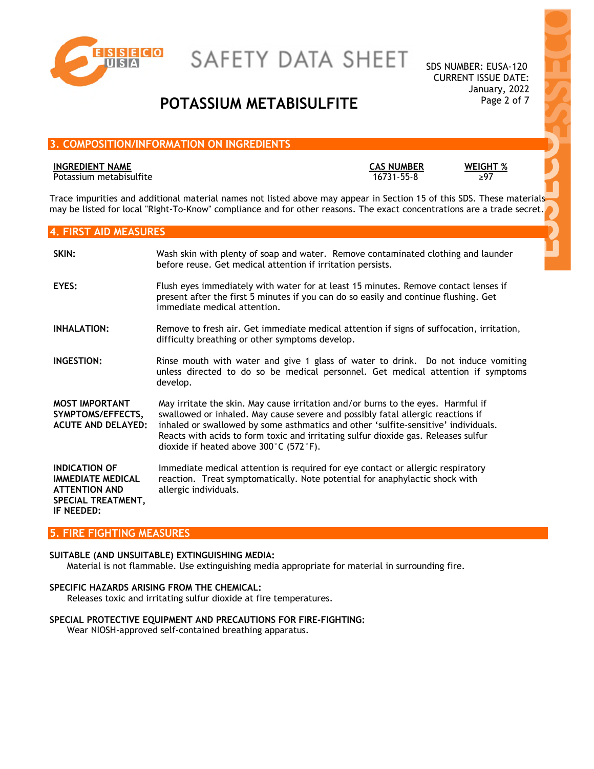## 3. COMPOSITION/INFORMATION ON INGREDIENTS

| INGREDIENT NAME | CAS NUMBER | WEIGHT % |
|---|---|---|
| Potassium metabisulfite | 16731-55-8 | ≥97 |

Trace impurities and additional material names not listed above may appear in Section 15 of this SDS. These materials may be listed for local "Right-To-Know" compliance and for other reasons. The exact concentrations are a trade secret.

## 4. FIRST AID MEASURES

**SKIN:** Wash skin with plenty of soap and water. Remove contaminated clothing and launder before reuse. Get medical attention if irritation persists.

**EYES:** Flush eyes immediately with water for at least 15 minutes. Remove contact lenses if present after the first 5 minutes if you can do so easily and continue flushing. Get immediate medical attention.

**INHALATION:** Remove to fresh air. Get immediate medical attention if signs of suffocation, irritation, difficulty breathing or other symptoms develop.

**INGESTION:** Rinse mouth with water and give 1 glass of water to drink. Do not induce vomiting unless directed to do so be medical personnel. Get medical attention if symptoms develop.

**MOST IMPORTANT SYMPTOMS/EFFECTS, ACUTE AND DELAYED:** May irritate the skin. May cause irritation and/or burns to the eyes. Harmful if swallowed or inhaled. May cause severe and possibly fatal allergic reactions if inhaled or swallowed by some asthmatics and other 'sulfite-sensitive' individuals. Reacts with acids to form toxic and irritating sulfur dioxide gas. Releases sulfur dioxide if heated above 300°C (572°F).

**INDICATION OF IMMEDIATE MEDICAL ATTENTION AND SPECIAL TREATMENT, IF NEEDED:** Immediate medical attention is required for eye contact or allergic respiratory reaction. Treat symptomatically. Note potential for anaphylactic shock with allergic individuals.

## 5. FIRE FIGHTING MEASURES

**SUITABLE (AND UNSUITABLE) EXTINGUISHING MEDIA:**
Material is not flammable. Use extinguishing media appropriate for material in surrounding fire.

**SPECIFIC HAZARDS ARISING FROM THE CHEMICAL:**
Releases toxic and irritating sulfur dioxide at fire temperatures.

**SPECIAL PROTECTIVE EQUIPMENT AND PRECAUTIONS FOR FIRE-FIGHTING:**
Wear NIOSH-approved self-contained breathing apparatus.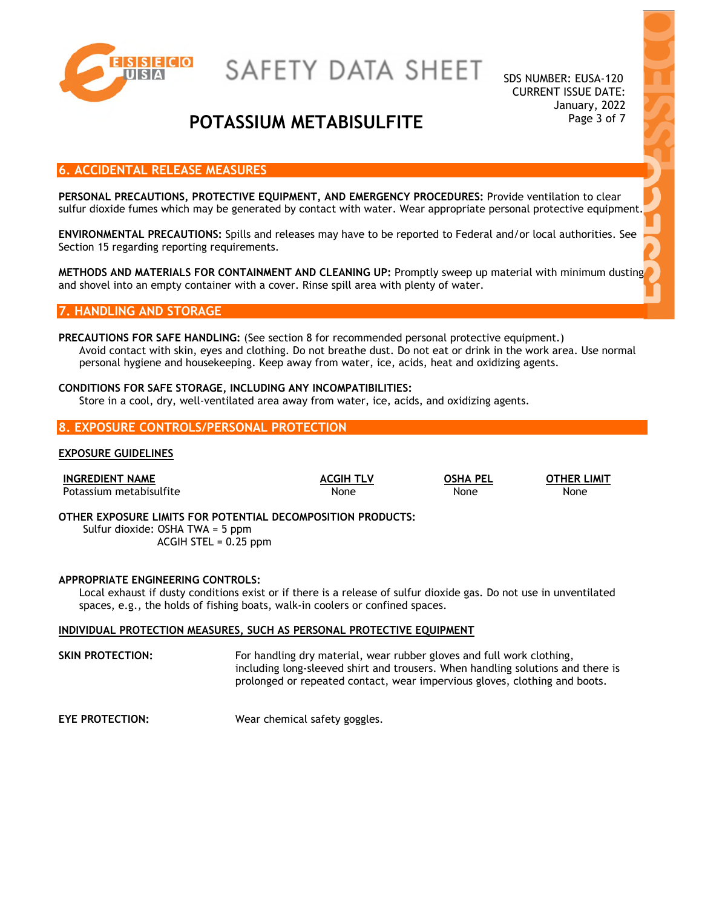## 6. ACCIDENTAL RELEASE MEASURES

**PERSONAL PRECAUTIONS, PROTECTIVE EQUIPMENT, AND EMERGENCY PROCEDURES:** Provide ventilation to clear sulfur dioxide fumes which may be generated by contact with water. Wear appropriate personal protective equipment.

**ENVIRONMENTAL PRECAUTIONS:** Spills and releases may have to be reported to Federal and/or local authorities. See Section 15 regarding reporting requirements.

**METHODS AND MATERIALS FOR CONTAINMENT AND CLEANING UP:** Promptly sweep up material with minimum dusting and shovel into an empty container with a cover. Rinse spill area with plenty of water.

## 7. HANDLING AND STORAGE

**PRECAUTIONS FOR SAFE HANDLING:** (See section 8 for recommended personal protective equipment.)
Avoid contact with skin, eyes and clothing. Do not breathe dust. Do not eat or drink in the work area. Use normal personal hygiene and housekeeping. Keep away from water, ice, acids, heat and oxidizing agents.

**CONDITIONS FOR SAFE STORAGE, INCLUDING ANY INCOMPATIBILITIES:**
Store in a cool, dry, well-ventilated area away from water, ice, acids, and oxidizing agents.

## 8. EXPOSURE CONTROLS/PERSONAL PROTECTION

**EXPOSURE GUIDELINES**

| INGREDIENT NAME | ACGIH TLV | OSHA PEL | OTHER LIMIT |
|---|---|---|---|
| Potassium metabisulfite | None | None | None |

**OTHER EXPOSURE LIMITS FOR POTENTIAL DECOMPOSITION PRODUCTS:**
Sulfur dioxide: OSHA TWA = 5 ppm
ACGIH STEL = 0.25 ppm

**APPROPRIATE ENGINEERING CONTROLS:**
Local exhaust if dusty conditions exist or if there is a release of sulfur dioxide gas. Do not use in unventilated spaces, e.g., the holds of fishing boats, walk-in coolers or confined spaces.

**INDIVIDUAL PROTECTION MEASURES, SUCH AS PERSONAL PROTECTIVE EQUIPMENT**

**SKIN PROTECTION:** For handling dry material, wear rubber gloves and full work clothing, including long-sleeved shirt and trousers. When handling solutions and there is prolonged or repeated contact, wear impervious gloves, clothing and boots.

**EYE PROTECTION:** Wear chemical safety goggles.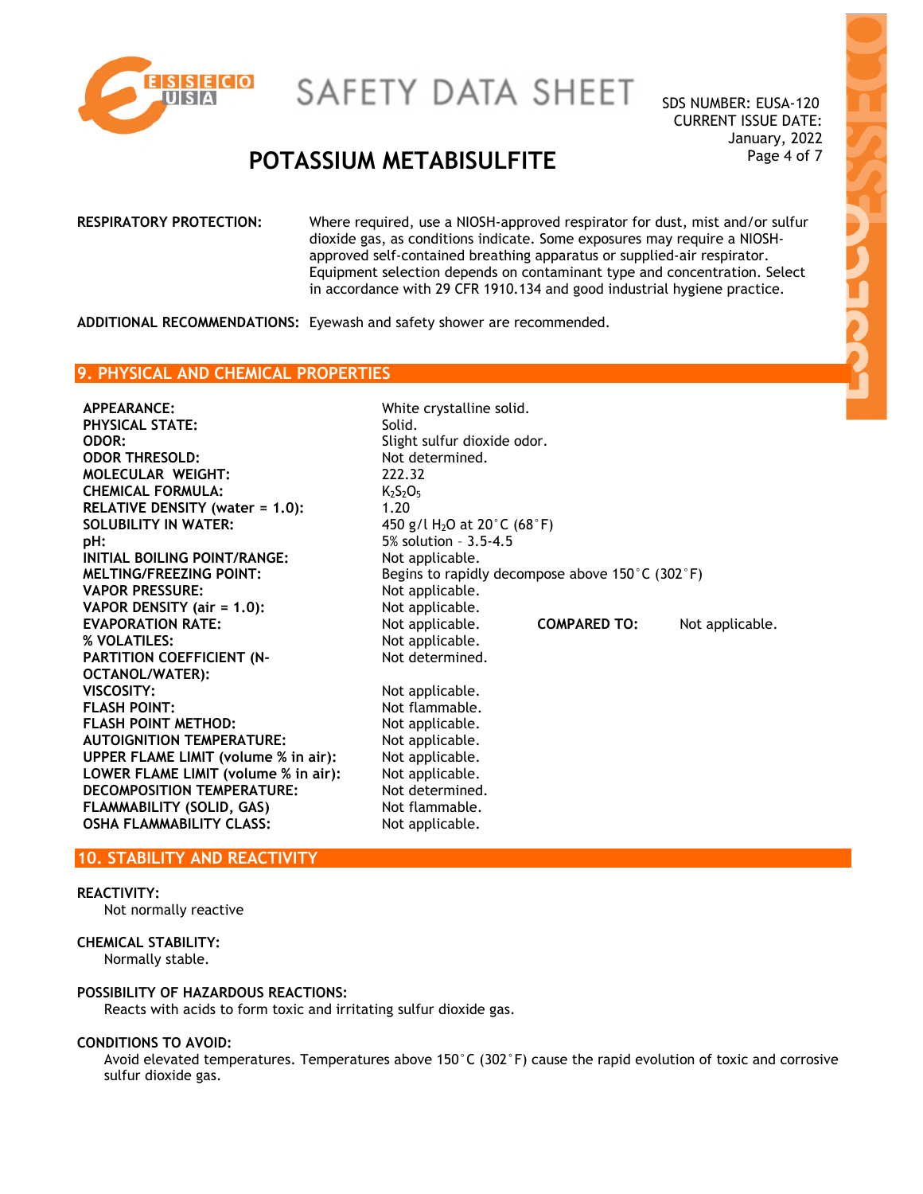**RESPIRATORY PROTECTION:** Where required, use a NIOSH-approved respirator for dust, mist and/or sulfur dioxide gas, as conditions indicate. Some exposures may require a NIOSH-approved self-contained breathing apparatus or supplied-air respirator. Equipment selection depends on contaminant type and concentration. Select in accordance with 29 CFR 1910.134 and good industrial hygiene practice.

**ADDITIONAL RECOMMENDATIONS:** Eyewash and safety shower are recommended.

## 9. PHYSICAL AND CHEMICAL PROPERTIES

| | | | |
|---|---|---|---|
| **APPEARANCE:** | White crystalline solid. | | |
| **PHYSICAL STATE:** | Solid. | | |
| **ODOR:** | Slight sulfur dioxide odor. | | |
| **ODOR THRESOLD:** | Not determined. | | |
| **MOLECULAR WEIGHT:** | 222.32 | | |
| **CHEMICAL FORMULA:** | $K_2S_2O_5$ | | |
| **RELATIVE DENSITY (water = 1.0):** | 1.20 | | |
| **SOLUBILITY IN WATER:** | 450 g/l $H_2O$ at 20°C (68°F) | | |
| **pH:** | 5% solution – 3.5-4.5 | | |
| **INITIAL BOILING POINT/RANGE:** | Not applicable. | | |
| **MELTING/FREEZING POINT:** | Begins to rapidly decompose above 150°C (302°F) | | |
| **VAPOR PRESSURE:** | Not applicable. | | |
| **VAPOR DENSITY (air = 1.0):** | Not applicable. | | |
| **EVAPORATION RATE:** | Not applicable. | **COMPARED TO:** | Not applicable. |
| **% VOLATILES:** | Not applicable. | | |
| **PARTITION COEFFICIENT (N-OCTANOL/WATER):** | Not determined. | | |
| **VISCOSITY:** | Not applicable. | | |
| **FLASH POINT:** | Not flammable. | | |
| **FLASH POINT METHOD:** | Not applicable. | | |
| **AUTOIGNITION TEMPERATURE:** | Not applicable. | | |
| **UPPER FLAME LIMIT (volume % in air):** | Not applicable. | | |
| **LOWER FLAME LIMIT (volume % in air):** | Not applicable. | | |
| **DECOMPOSITION TEMPERATURE:** | Not determined. | | |
| **FLAMMABILITY (SOLID, GAS)** | Not flammable. | | |
| **OSHA FLAMMABILITY CLASS:** | Not applicable. | | |

## 10. STABILITY AND REACTIVITY

**REACTIVITY:**
Not normally reactive

**CHEMICAL STABILITY:**
Normally stable.

**POSSIBILITY OF HAZARDOUS REACTIONS:**
Reacts with acids to form toxic and irritating sulfur dioxide gas.

**CONDITIONS TO AVOID:**
Avoid elevated temperatures. Temperatures above 150°C (302°F) cause the rapid evolution of toxic and corrosive sulfur dioxide gas.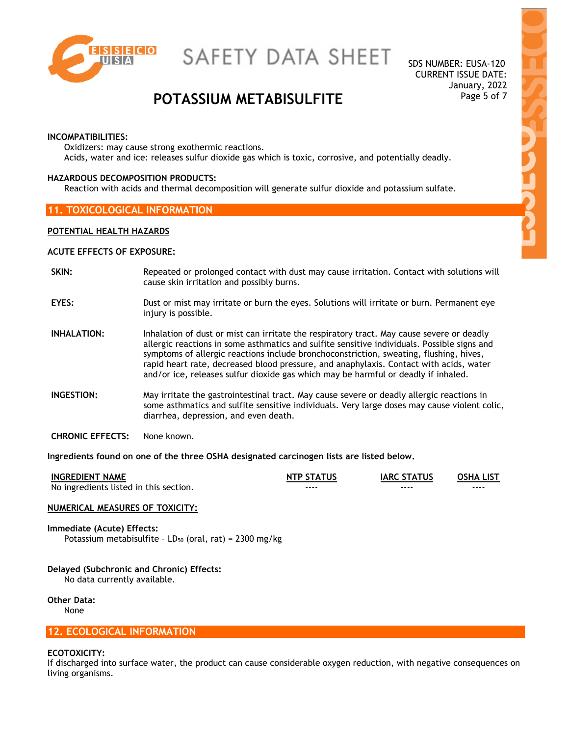**INCOMPATIBILITIES:**

Oxidizers: may cause strong exothermic reactions.
Acids, water and ice: releases sulfur dioxide gas which is toxic, corrosive, and potentially deadly.

**HAZARDOUS DECOMPOSITION PRODUCTS:**

Reaction with acids and thermal decomposition will generate sulfur dioxide and potassium sulfate.

## 11. TOXICOLOGICAL INFORMATION

**POTENTIAL HEALTH HAZARDS**

**ACUTE EFFECTS OF EXPOSURE:**

**SKIN:** Repeated or prolonged contact with dust may cause irritation. Contact with solutions will cause skin irritation and possibly burns.

**EYES:** Dust or mist may irritate or burn the eyes. Solutions will irritate or burn. Permanent eye injury is possible.

**INHALATION:** Inhalation of dust or mist can irritate the respiratory tract. May cause severe or deadly allergic reactions in some asthmatics and sulfite sensitive individuals. Possible signs and symptoms of allergic reactions include bronchoconstriction, sweating, flushing, hives, rapid heart rate, decreased blood pressure, and anaphylaxis. Contact with acids, water and/or ice, releases sulfur dioxide gas which may be harmful or deadly if inhaled.

**INGESTION:** May irritate the gastrointestinal tract. May cause severe or deadly allergic reactions in some asthmatics and sulfite sensitive individuals. Very large doses may cause violent colic, diarrhea, depression, and even death.

**CHRONIC EFFECTS:** None known.

**Ingredients found on one of the three OSHA designated carcinogen lists are listed below.**

| INGREDIENT NAME | NTP STATUS | IARC STATUS | OSHA LIST |
|---|---|---|---|
| No ingredients listed in this section. | ---- | ---- | ---- |

**NUMERICAL MEASURES OF TOXICITY:**

**Immediate (Acute) Effects:**

Potassium metabisulfite – $LD_{50}$ (oral, rat) = 2300 mg/kg

**Delayed (Subchronic and Chronic) Effects:**

No data currently available.

**Other Data:**

None

## 12. ECOLOGICAL INFORMATION

**ECOTOXICITY:**

If discharged into surface water, the product can cause considerable oxygen reduction, with negative consequences on living organisms.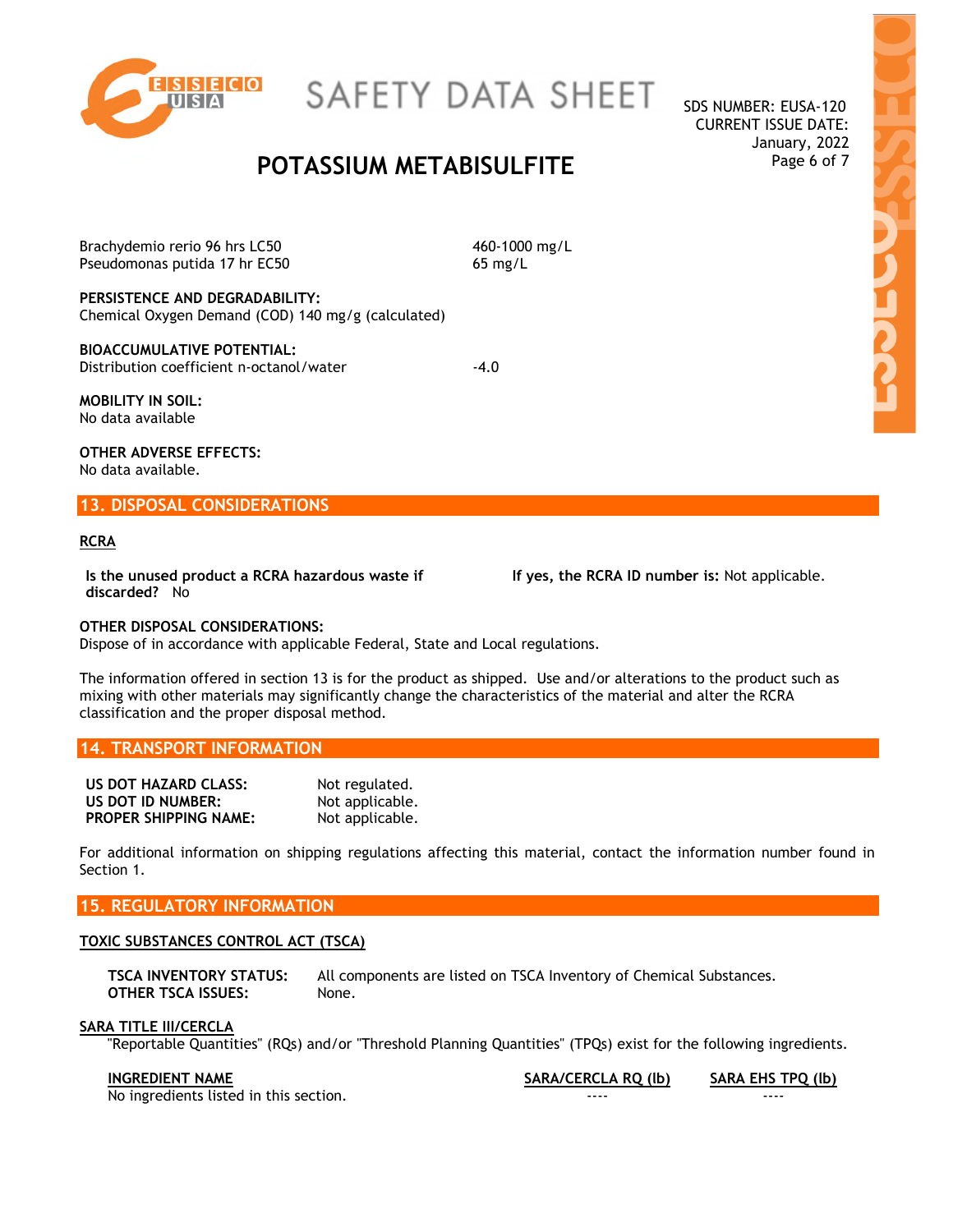| | |
|---|---|
| Brachydemio rerio 96 hrs LC50 | 460-1000 mg/L |
| Pseudomonas putida 17 hr EC50 | 65 mg/L |

**PERSISTENCE AND DEGRADABILITY:**
Chemical Oxygen Demand (COD) 140 mg/g (calculated)

**BIOACCUMULATIVE POTENTIAL:**
Distribution coefficient n-octanol/water -4.0

**MOBILITY IN SOIL:**
No data available

**OTHER ADVERSE EFFECTS:**
No data available.

## 13. DISPOSAL CONSIDERATIONS

**RCRA**

**Is the unused product a RCRA hazardous waste if discarded?** No

**If yes, the RCRA ID number is:** Not applicable.

**OTHER DISPOSAL CONSIDERATIONS:**
Dispose of in accordance with applicable Federal, State and Local regulations.

The information offered in section 13 is for the product as shipped. Use and/or alterations to the product such as mixing with other materials may significantly change the characteristics of the material and alter the RCRA classification and the proper disposal method.

## 14. TRANSPORT INFORMATION

**US DOT HAZARD CLASS:** Not regulated.
**US DOT ID NUMBER:** Not applicable.
**PROPER SHIPPING NAME:** Not applicable.

For additional information on shipping regulations affecting this material, contact the information number found in Section 1.

## 15. REGULATORY INFORMATION

**TOXIC SUBSTANCES CONTROL ACT (TSCA)**

**TSCA INVENTORY STATUS:** All components are listed on TSCA Inventory of Chemical Substances.
**OTHER TSCA ISSUES:** None.

**SARA TITLE III/CERCLA**

"Reportable Quantities" (RQs) and/or "Threshold Planning Quantities" (TPQs) exist for the following ingredients.

| INGREDIENT NAME | SARA/CERCLA RQ (lb) | SARA EHS TPQ (lb) |
|---|---|---|
| No ingredients listed in this section. | ---- | ---- |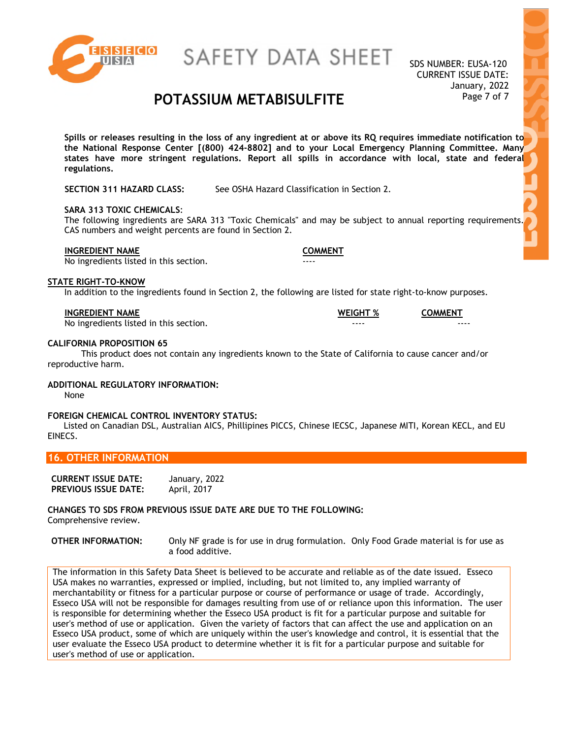**Spills or releases resulting in the loss of any ingredient at or above its RQ requires immediate notification to the National Response Center [(800) 424-8802] and to your Local Emergency Planning Committee. Many states have more stringent regulations. Report all spills in accordance with local, state and federal regulations.**

**SECTION 311 HAZARD CLASS:** See OSHA Hazard Classification in Section 2.

**SARA 313 TOXIC CHEMICALS:**
The following ingredients are SARA 313 "Toxic Chemicals" and may be subject to annual reporting requirements. CAS numbers and weight percents are found in Section 2.

| INGREDIENT NAME | COMMENT |
| --- | --- |
| No ingredients listed in this section. | ---- |

**STATE RIGHT-TO-KNOW**

In addition to the ingredients found in Section 2, the following are listed for state right-to-know purposes.

| INGREDIENT NAME | WEIGHT % | COMMENT |
| --- | --- | --- |
| No ingredients listed in this section. | ---- | ---- |

**CALIFORNIA PROPOSITION 65**

This product does not contain any ingredients known to the State of California to cause cancer and/or reproductive harm.

**ADDITIONAL REGULATORY INFORMATION:**

None

**FOREIGN CHEMICAL CONTROL INVENTORY STATUS:**

Listed on Canadian DSL, Australian AICS, Phillipines PICCS, Chinese IECSC, Japanese MITI, Korean KECL, and EU EINECS.

## 16. OTHER INFORMATION

**CURRENT ISSUE DATE:** January, 2022
**PREVIOUS ISSUE DATE:** April, 2017

**CHANGES TO SDS FROM PREVIOUS ISSUE DATE ARE DUE TO THE FOLLOWING:**
Comprehensive review.

**OTHER INFORMATION:** Only NF grade is for use in drug formulation. Only Food Grade material is for use as a food additive.

The information in this Safety Data Sheet is believed to be accurate and reliable as of the date issued. Esseco USA makes no warranties, expressed or implied, including, but not limited to, any implied warranty of merchantability or fitness for a particular purpose or course of performance or usage of trade. Accordingly, Esseco USA will not be responsible for damages resulting from use of or reliance upon this information. The user is responsible for determining whether the Esseco USA product is fit for a particular purpose and suitable for user's method of use or application. Given the variety of factors that can affect the use and application on an Esseco USA product, some of which are uniquely within the user's knowledge and control, it is essential that the user evaluate the Esseco USA product to determine whether it is fit for a particular purpose and suitable for user's method of use or application.